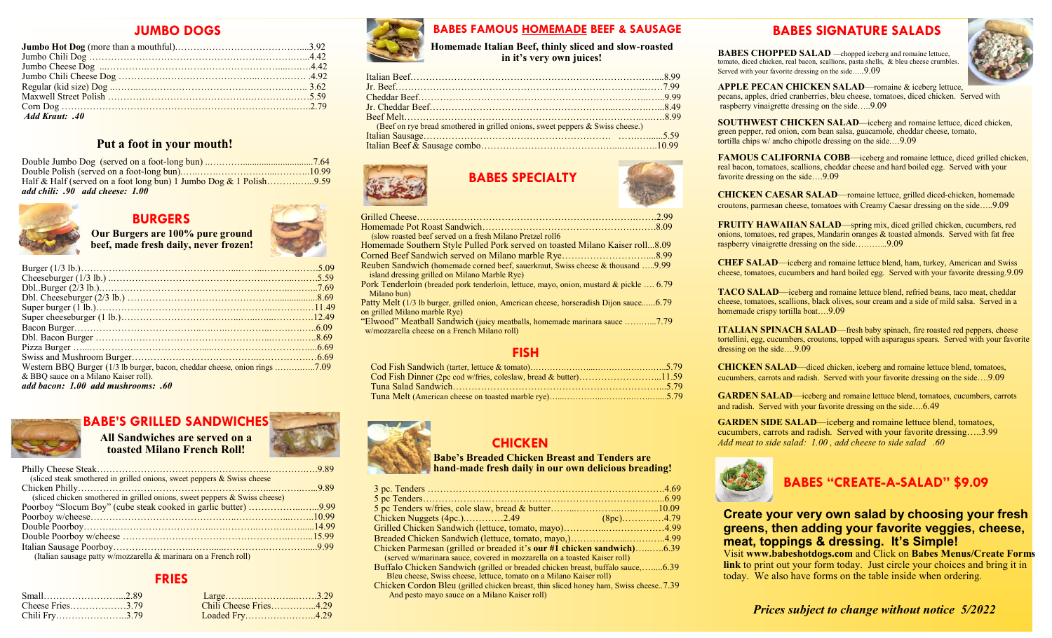## JUMBO DOGS

**Jumbo Hot Dog** (more than a mouthful)....3.92
Jumbo Chili Dog....4.42
Jumbo Cheese Dog....4.42
Jumbo Chili Cheese Dog....4.92
Regular (kid size) Dog....3.62
Maxwell Street Polish....5.59
Corn Dog....2.79
*Add Kraut: .40*

### Put a foot in your mouth!

Double Jumbo Dog (served on a foot-long bun)....7.64
Double Polish (served on a foot-long bun)....10.99
Half & Half (served on a foot long bun) 1 Jumbo Dog & 1 Polish....9.59
*add chili: .90 add cheese: 1.00*

## BURGERS

**Our Burgers are 100% pure ground beef, made fresh daily, never frozen!**

Burger (1/3 lb.)....5.09
Cheeseburger (1/3 lb.)....5.59
Dbl..Burger (2/3 lb.)....7.69
Dbl. Cheeseburger (2/3 lb.)....8.69
Super burger (1 lb.)....11.49
Super cheeseburger (1 lb.)....12.49
Bacon Burger....6.09
Dbl. Bacon Burger....8.69
Pizza Burger....6.69
Swiss and Mushroom Burger....6.69
Western BBQ Burger (1/3 lb burger, bacon, cheddar cheese, onion rings & BBQ sauce on a Milano Kaiser roll)....7.09
*add bacon: 1.00 add mushrooms: .60*

## BABE'S GRILLED SANDWICHES

**All Sandwiches are served on a toasted Milano French Roll!**

Philly Cheese Steak....9.89
(sliced steak smothered in grilled onions, sweet peppers & Swiss cheese)
Chicken Philly....9.89
(sliced chicken smothered in grilled onions, sweet peppers & Swiss cheese)
Poorboy "Slocum Boy" (cube steak cooked in garlic butter)....9.99
Poorboy w/cheese....10.99
Double Poorboy....14.99
Double Poorboy w/cheese....15.99
Italian Sausage Poorboy....9.99
(Italian sausage patty w/mozzarella & marinara on a French roll)

## FRIES

Small....2.89
Cheese Fries....3.79
Chili Fry....3.79
Large....3.29
Chili Cheese Fries....4.29
Loaded Fry....4.29

## BABES FAMOUS HOMEMADE BEEF & SAUSAGE

**Homemade Italian Beef, thinly sliced and slow-roasted in it's very own juices!**

Italian Beef....8.99
Jr. Beef....7.99
Cheddar Beef....9.99
Jr. Cheddar Beef....8.49
Beef Melt....8.99
(Beef on rye bread smothered in grilled onions, sweet peppers & Swiss cheese.)
Italian Sausage....5.59
Italian Beef & Sausage combo....10.99

## BABES SPECIALTY

Grilled Cheese....2.99
Homemade Pot Roast Sandwich....8.09
(slow roasted beef served on a fresh Milano Pretzel roll6
Homemade Southern Style Pulled Pork served on toasted Milano Kaiser roll...8.09
Corned Beef Sandwich served on Milano marble Rye....8.99
Reuben Sandwich (homemade corned beef, sauerkraut, Swiss cheese & thousand island dressing grilled on Milano Marble Rye)....9.99
Pork Tenderloin (breaded pork tenderloin, lettuce, mayo, onion, mustard & pickle Milano bun)....6.79
Patty Melt (1/3 lb burger, grilled onion, American cheese, horseradish Dijon sauce on grilled Milano marble Rye)....6.79
"Elwood" Meatball Sandwich (juicy meatballs, homemade marinara sauce w/mozzarella cheese on a French Milano roll)....7.79

## FISH

Cod Fish Sandwich (tarter, lettuce & tomato)....5.79
Cod Fish Dinner (2pc cod w/fries, coleslaw, bread & butter)....11.59
Tuna Salad Sandwich....5.79
Tuna Melt (American cheese on toasted marble rye)....5.79

## CHICKEN

**Babe's Breaded Chicken Breast and Tenders are hand-made fresh daily in our own delicious breading!**

3 pc. Tenders....4.69
5 pc Tenders....6.99
5 pc Tenders w/fries, cole slaw, bread & butter....10.09
Chicken Nuggets (4pc.)....2.49 (8pc)....4.79
Grilled Chicken Sandwich (lettuce, tomato, mayo)....4.99
Breaded Chicken Sandwich (lettuce, tomato, mayo,)....4.99
Chicken Parmesan (grilled or breaded it's our **#1 chicken sandwich**)....6.39
(served w/marinara sauce, covered in mozzarella on a toasted Kaiser roll)
Buffalo Chicken Sandwich (grilled or breaded chicken breast, buffalo sauce, Bleu cheese, Swiss cheese, lettuce, tomato on a Milano Kaiser roll)....6.39
Chicken Cordon Bleu (grilled chicken breast, thin sliced honey ham, Swiss cheese, And pesto mayo sauce on a Milano Kaiser roll)....7.39

## BABES SIGNATURE SALADS

**BABES CHOPPED SALAD** —chopped iceberg and romaine lettuce, tomato, diced chicken, real bacon, scallions, pasta shells, & bleu cheese crumbles. Served with your favorite dressing on the side.....9.09

**APPLE PECAN CHICKEN SALAD**—romaine & iceberg lettuce, pecans, apples, dried cranberries, bleu cheese, tomatoes, diced chicken. Served with raspberry vinaigrette dressing on the side.....9.09

**SOUTHWEST CHICKEN SALAD**—iceberg and romaine lettuce, diced chicken, green pepper, red onion, corn bean salsa, guacamole, cheddar cheese, tomato, tortilla chips w/ ancho chipotle dressing on the side....9.09

**FAMOUS CALIFORNIA COBB**—iceberg and romaine lettuce, diced grilled chicken, real bacon, tomatoes, scallions, cheddar cheese and hard boiled egg. Served with your favorite dressing on the side....9.09

**CHICKEN CAESAR SALAD**—romaine lettuce, grilled diced-chicken, homemade croutons, parmesan cheese, tomatoes with Creamy Caesar dressing on the side.....9.09

**FRUITY HAWAIIAN SALAD**—spring mix, diced grilled chicken, cucumbers, red onions, tomatoes, red grapes, Mandarin oranges & toasted almonds. Served with fat free raspberry vinaigrette dressing on the side.........9.09

**CHEF SALAD**—iceberg and romaine lettuce blend, ham, turkey, American and Swiss cheese, tomatoes, cucumbers and hard boiled egg. Served with your favorite dressing.9.09

**TACO SALAD**—iceberg and romaine lettuce blend, refried beans, taco meat, cheddar cheese, tomatoes, scallions, black olives, sour cream and a side of mild salsa. Served in a homemade crispy tortilla boat....9.09

**ITALIAN SPINACH SALAD**—fresh baby spinach, fire roasted red peppers, cheese tortellini, egg, cucumbers, croutons, topped with asparagus spears. Served with your favorite dressing on the side....9.09

**CHICKEN SALAD**—diced chicken, iceberg and romaine lettuce blend, tomatoes, cucumbers, carrots and radish. Served with your favorite dressing on the side....9.09

**GARDEN SALAD**—iceberg and romaine lettuce blend, tomatoes, cucumbers, carrots and radish. Served with your favorite dressing on the side....6.49

**GARDEN SIDE SALAD**—iceberg and romaine lettuce blend, tomatoes, cucumbers, carrots and radish. Served with your favorite dressing.....3.99
*Add meat to side salad: 1.00 , add cheese to side salad .60*

## BABES "CREATE-A-SALAD" $9.09

**Create your very own salad by choosing your fresh greens, then adding your favorite veggies, cheese, meat, toppings & dressing. It's Simple!**
Visit **www.babeshotdogs.com** and Click on **Babes Menus/Create Forms link** to print out your form today. Just circle your choices and bring it in today. We also have forms on the table inside when ordering.

*Prices subject to change without notice 5/2022*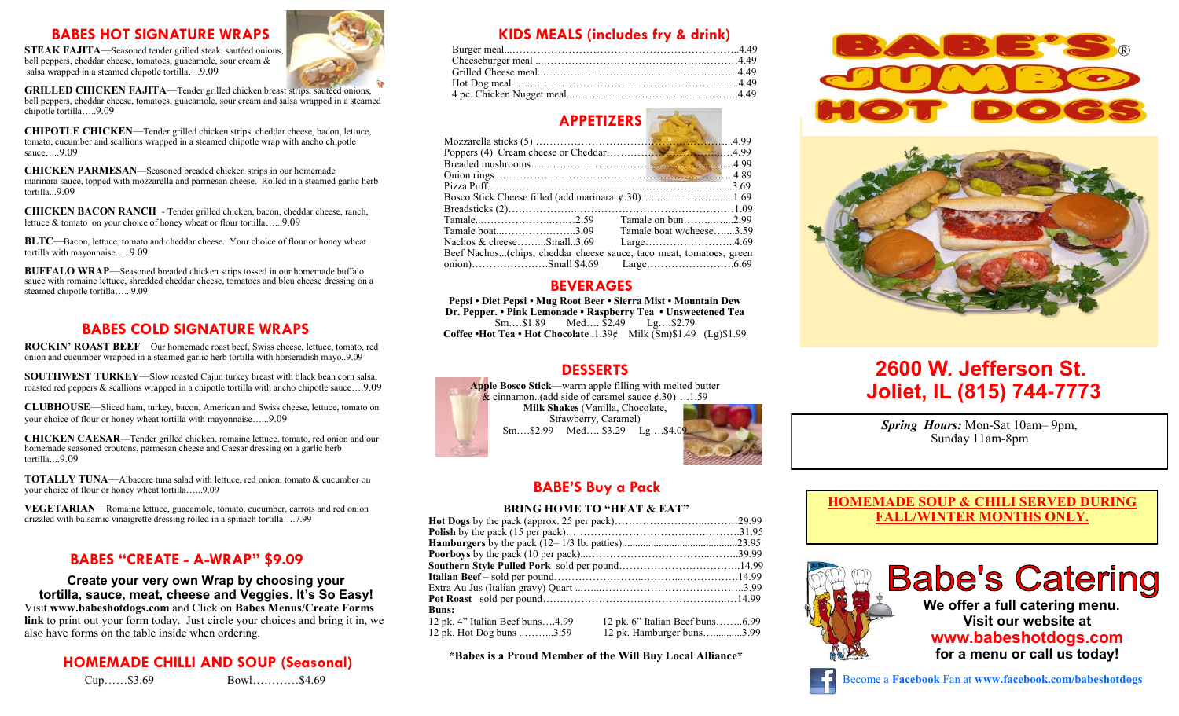## BABES HOT SIGNATURE WRAPS

**STEAK FAJITA**—Seasoned tender grilled steak, sautéed onions, bell peppers, cheddar cheese, tomatoes, guacamole, sour cream & salsa wrapped in a steamed chipotle tortilla….9.09

**GRILLED CHICKEN FAJITA**—Tender grilled chicken breast strips, sauteed onions, bell peppers, cheddar cheese, tomatoes, guacamole, sour cream and salsa wrapped in a steamed chipotle tortilla…..9.09

**CHIPOTLE CHICKEN**—Tender grilled chicken strips, cheddar cheese, bacon, lettuce, tomato, cucumber and scallions wrapped in a steamed chipotle wrap with ancho chipotle sauce…..9.09

**CHICKEN PARMESAN**—Seasoned breaded chicken strips in our homemade marinara sauce, topped with mozzarella and parmesan cheese. Rolled in a steamed garlic herb tortilla...9.09

**CHICKEN BACON RANCH** - Tender grilled chicken, bacon, cheddar cheese, ranch, lettuce & tomato on your choice of honey wheat or flour tortilla…...9.09

**BLTC**—Bacon, lettuce, tomato and cheddar cheese. Your choice of flour or honey wheat tortilla with mayonnaise…..9.09

**BUFFALO WRAP**—Seasoned breaded chicken strips tossed in our homemade buffalo sauce with romaine lettuce, shredded cheddar cheese, tomatoes and bleu cheese dressing on a steamed chipotle tortilla…...9.09

## BABES COLD SIGNATURE WRAPS

**ROCKIN' ROAST BEEF**—Our homemade roast beef, Swiss cheese, lettuce, tomato, red onion and cucumber wrapped in a steamed garlic herb tortilla with horseradish mayo..9.09

**SOUTHWEST TURKEY**—Slow roasted Cajun turkey breast with black bean corn salsa, roasted red peppers & scallions wrapped in a chipotle tortilla with ancho chipotle sauce….9.09

**CLUBHOUSE**—Sliced ham, turkey, bacon, American and Swiss cheese, lettuce, tomato on your choice of flour or honey wheat tortilla with mayonnaise…...9.09

**CHICKEN CAESAR**—Tender grilled chicken, romaine lettuce, tomato, red onion and our homemade seasoned croutons, parmesan cheese and Caesar dressing on a garlic herb tortilla....9.09

**TOTALLY TUNA**—Albacore tuna salad with lettuce, red onion, tomato & cucumber on your choice of flour or honey wheat tortilla…...9.09

**VEGETARIAN**—Romaine lettuce, guacamole, tomato, cucumber, carrots and red onion drizzled with balsamic vinaigrette dressing rolled in a spinach tortilla….7.99

## BABES "CREATE - A-WRAP" $9.09

**Create your very own Wrap by choosing your tortilla, sauce, meat, cheese and Veggies. It's So Easy!**
Visit **www.babeshotdogs.com** and Click on **Babes Menus/Create Forms link** to print out your form today. Just circle your choices and bring it in, we also have forms on the table inside when ordering.

## HOMEMADE CHILLI AND SOUP (Seasonal)

Cup……$3.69 Bowl…………$4.69

## KIDS MEALS (includes fry & drink)

Burger meal……………………………………………………4.49
Cheeseburger meal ……………………………………………4.49
Grilled Cheese meal……………………………………………4.49
Hot Dog meal …………………………………………………4.49
4 pc. Chicken Nugget meal……………………………………4.49

## APPETIZERS

Mozzarella sticks (5) ……………………………………………4.99
Poppers (4) Cream cheese or Cheddar…………………………4.99
Breaded mushrooms……………………………………………4.99
Onion rings……………………………………………………4.89
Pizza Puff………………………………………………………3.69
Bosco Stick Cheese filled (add marinara..¢.30)…………………1.69
Breadsticks (2)…………………………………………………1.09
Tamale……………………2.59 Tamale on bun……………2.99
Tamale boat………………3.09 Tamale boat w/cheese……3.59
Nachos & cheese………Small..3.69 Large……………………4.69
Beef Nachos...(chips, cheddar cheese sauce, taco meat, tomatoes, green onion)……………………Small $4.69 Large……………………6.69

## BEVERAGES

**Pepsi • Diet Pepsi • Mug Root Beer • Sierra Mist • Mountain Dew Dr. Pepper. • Pink Lemonade • Raspberry Tea • Unsweetened Tea**
Sm….$1.89 Med…. $2.49 Lg….$2.79
**Coffee •Hot Tea • Hot Chocolate** .1.39¢ Milk (Sm)$1.49 (Lg)$1.99

## DESSERTS

**Apple Bosco Stick**—warm apple filling with melted butter & cinnamon..(add side of caramel sauce ¢.30)….1.59
**Milk Shakes** (Vanilla, Chocolate, Strawberry, Caramel)
Sm….$2.99 Med…. $3.29 Lg….$4.09

## BABE'S Buy a Pack

**BRING HOME TO "HEAT & EAT"**

**Hot Dogs** by the pack (approx. 25 per pack)…………………………29.99
**Polish** by the pack (15 per pack)……………………………………31.95
**Hamburgers** by the pack (12– 1/3 lb. patties)……………………23.95
**Poorboys** by the pack (10 per pack)…………………………………39.99
**Southern Style Pulled Pork** sold per pound……………………14.99
**Italian Beef** – sold per pound………………………………………14.99
Extra Au Jus (Italian gravy) Quart ……………………………………3.99
**Pot Roast** sold per pound……………………………………………14.99
**Buns:**
12 pk. 4" Italian Beef buns….4.99 12 pk. 6" Italian Beef buns……..6.99
12 pk. Hot Dog buns ………..3.59 12 pk. Hamburger buns…………..3.99

**\*Babes is a Proud Member of the Will Buy Local Alliance\***

# BABE'S® JUMBO HOT DOGS

## 2600 W. Jefferson St. Joliet, IL (815) 744-7773

***Spring Hours:*** Mon-Sat 10am– 9pm, Sunday 11am-8pm

**HOMEMADE SOUP & CHILI SERVED DURING FALL/WINTER MONTHS ONLY.**

## Babe's Catering

**We offer a full catering menu. Visit our website at www.babeshotdogs.com for a menu or call us today!**

Become a **Facebook** Fan at **www.facebook.com/babeshotdogs**